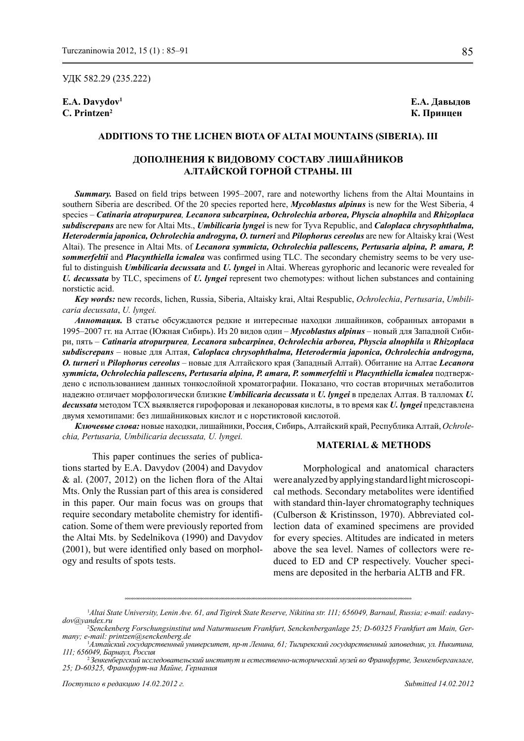УДК 582.29 (235.222)

**E.A. Davydov**[1] **Е.А. Давыдов**
**C. Printzen**[2] **К. Принцен**

## ADDITIONS TO THE LICHEN BIOTA OF ALTAI MOUNTAINS (SIBERIA). III

## ДОПОЛНЕНИЯ К ВИДОВОМУ СОСТАВУ ЛИШАЙНИКОВ АЛТАЙСКОЙ ГОРНОЙ СТРАНЫ. III

***Summary.*** Based on field trips between 1995–2007, rare and noteworthy lichens from the Altai Mountains in southern Siberia are described. Of the 20 species reported here, ***Mycoblastus alpinus*** is new for the West Siberia, 4 species – ***Catinaria atropurpurea**, **Lecanora subcarpinea, Ochrolechia arborea, Physcia alnophila*** and ***Rhizoplaca subdiscrepans*** are new for Altai Mts., ***Umbilicaria lyngei*** is new for Tyva Republic, and ***Caloplaca chrysophthalma, Heterodermia japonica, Ochrolechia androgyna, O. turneri*** and ***Pilophorus cereolus*** are new for Altaisky krai (West Altai). The presence in Altai Mts. of ***Lecanora symmicta, Ochrolechia pallescens, Pertusaria alpina, P. amara, P. sommerfeltii*** and ***Placynthiella icmalea*** was confirmed using TLC. The secondary chemistry seems to be very useful to distinguish ***Umbilicaria decussata*** and ***U. lyngei*** in Altai. Whereas gyrophoric and lecanoric were revealed for ***U. decussata*** by TLC, specimens of ***U. lyngei*** represent two chemotypes: without lichen substances and containing norstictic acid.

***Key words:*** new records, lichen, Russia, Siberia, Altaisky krai, Altai Respublic, *Ochrolechia*, *Pertusaria*, *Umbilicaria decussata*, *U. lyngei.*

***Аннотация.*** В статье обсуждаются редкие и интересные находки лишайников, собранных авторами в 1995–2007 гг. на Алтае (Южная Сибирь). Из 20 видов один – ***Mycoblastus alpinus*** – новый для Западной Сибири, пять – ***Catinaria atropurpurea**, **Lecanora subcarpinea**, **Ochrolechia arborea, Physcia alnophila*** и ***Rhizoplaca subdiscrepans*** – новые для Алтая, ***Caloplaca chrysophthalma, Heterodermia japonica, Ochrolechia androgyna, O. turneri*** и ***Pilophorus cereolus*** – новые для Алтайского края (Западный Алтай). Обитание на Алтае ***Lecanora symmicta, Ochrolechia pallescens, Pertusaria alpina, P. amara, P. sommerfeltii*** и ***Placynthiella icmalea*** подтверждено с использованием данных тонкослойной хроматографии. Показано, что состав вторичных метаболитов надежно отличает морфологически близкие ***Umbilicaria decussata*** и ***U. lyngei*** в пределах Алтая. В талломах ***U. decussata*** методом ТСХ выявляется гирофоровая и леканоровая кислоты, в то время как ***U. lyngei*** представлена двумя хемотипами: без лишайниковых кислот и с норстиктовой кислотой.

***Ключевые слова:*** новые находки, лишайники, Россия, Сибирь, Алтайский край, Республика Алтай, *Ochrolechia, Pertusaria, Umbilicaria decussata, U. lyngei.*

This paper continues the series of publications started by E.A. Davydov (2004) and Davydov & al. (2007, 2012) on the lichen flora of the Altai Mts. Only the Russian part of this area is considered in this paper. Our main focus was on groups that require secondary metabolite chemistry for identification. Some of them were previously reported from the Altai Mts. by Sedelnikova (1990) and Davydov (2001), but were identified only based on morphology and results of spots tests.

## MATERIAL & METHODS

Morphological and anatomical characters were analyzed by applying standard light microscopical methods. Secondary metabolites were identified with standard thin-layer chromatography techniques (Culberson & Kristinsson, 1970). Abbreviated collection data of examined specimens are provided for every species. Altitudes are indicated in meters above the sea level. Names of collectors were reduced to ED and CP respectively. Voucher specimens are deposited in the herbaria ALTB and FR.

---

[1] *Altai State University, Lenin Ave. 61, and Tigirek State Reserve, Nikitina str. 111; 656049, Barnaul, Russia; e-mail: eadavydov@yandex.ru*

[2] *Senckenberg Forschungsinstitut und Naturmuseum Frankfurt, Senckenberganlage 25; D-60325 Frankfurt am Main, Germany; e-mail: printzen@senckenberg.de*

[1] *Алтайский государственный университет, пр-т Ленина, 61; Тигирекский государственный заповедник, ул. Никитина, 111; 656049, Барнаул, Россия*

[2] *Зенкенбергский исследовательский институт и естественно-исторический музей во Франкфурте, Зенкенберганлаге, 25; D-60325, Франкфурт-на Майне, Германия*

*Поступило в редакцию 14.02.2012 г.* *Submitted 14.02.2012*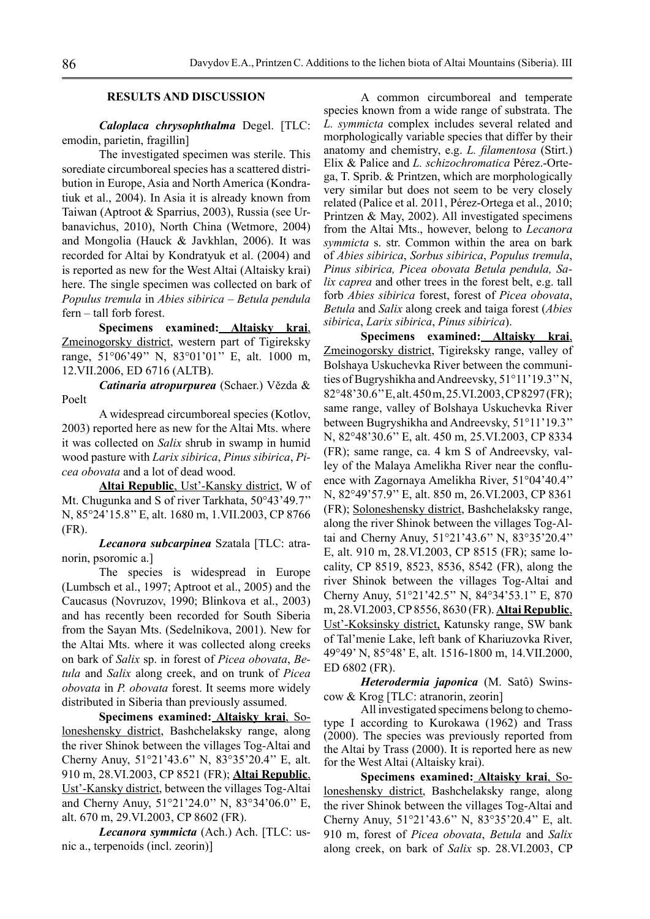## RESULTS AND DISCUSSION

***Caloplaca chrysophthalma*** **Degel.** [TLC: emodin, parietin, fragillin]

The investigated specimen was sterile. This sorediate circumboreal species has a scattered distribution in Europe, Asia and North America (Kondratiuk et al., 2004). In Asia it is already known from Taiwan (Aptroot & Sparrius, 2003), Russia (see Urbanavichus, 2010), North China (Wetmore, 2004) and Mongolia (Hauck & Javkhlan, 2006). It was recorded for Altai by Kondratyuk et al. (2004) and is reported as new for the West Altai (Altaisky krai) here. The single specimen was collected on bark of *Populus tremula* in *Abies sibirica* – *Betula pendula* fern – tall forb forest.

**Specimens examined:** **Altaisky krai**, Zmeinogorsky district, western part of Tigireksky range, 51°06'49'' N, 83°01'01'' E, alt. 1000 m, 12.VII.2006, ED 6716 (ALTB).

***Catinaria atropurpurea*** **(Schaer.) Vězda & Poelt**

A widespread circumboreal species (Kotlov, 2003) reported here as new for the Altai Mts. where it was collected on *Salix* shrub in swamp in humid wood pasture with *Larix sibirica*, *Pinus sibirica*, *Picea obovata* and a lot of dead wood.

**Altai Republic**, Ust'-Kansky district, W of Mt. Chugunka and S of river Tarkhata, 50°43'49.7'' N, 85°24'15.8'' E, alt. 1680 m, 1.VII.2003, CP 8766 (FR).

***Lecanora subcarpinea*** **Szatala** [TLC: atranorin, psoromic a.]

The species is widespread in Europe (Lumbsch et al., 1997; Aptroot et al., 2005) and the Caucasus (Novruzov, 1990; Blinkova et al., 2003) and has recently been recorded for South Siberia from the Sayan Mts. (Sedelnikova, 2001). New for the Altai Mts. where it was collected along creeks on bark of *Salix* sp. in forest of *Picea obovata*, *Betula* and *Salix* along creek, and on trunk of *Picea obovata* in *P. obovata* forest. It seems more widely distributed in Siberia than previously assumed.

**Specimens examined:** **Altaisky krai**, Soloneshensky district, Bashchelaksky range, along the river Shinok between the villages Tog-Altai and Cherny Anuy, 51°21'43.6'' N, 83°35'20.4'' E, alt. 910 m, 28.VI.2003, CP 8521 (FR); **Altai Republic**, Ust'-Kansky district, between the villages Tog-Altai and Cherny Anuy, 51°21'24.0'' N, 83°34'06.0'' E, alt. 670 m, 29.VI.2003, CP 8602 (FR).

***Lecanora symmicta*** **(Ach.) Ach.** [TLC: usnic a., terpenoids (incl. zeorin)]

A common circumboreal and temperate species known from a wide range of substrata. The *L. symmicta* complex includes several related and morphologically variable species that differ by their anatomy and chemistry, e.g. *L. filamentosa* (Stirt.) Elix & Palice and *L. schizochromatica* Pérez.-Ortega, T. Sprib. & Printzen, which are morphologically very similar but does not seem to be very closely related (Palice et al. 2011, Pérez-Ortega et al., 2010; Printzen & May, 2002). All investigated specimens from the Altai Mts., however, belong to *Lecanora symmicta* s. str. Common within the area on bark of *Abies sibirica*, *Sorbus sibirica*, *Populus tremula*, *Pinus sibirica, Picea obovata Betula pendula, Salix caprea* and other trees in the forest belt, e.g. tall forb *Abies sibirica* forest, forest of *Picea obovata*, *Betula* and *Salix* along creek and taiga forest (*Abies sibirica*, *Larix sibirica*, *Pinus sibirica*).

**Specimens examined:** **Altaisky krai**, Zmeinogorsky district, Tigireksky range, valley of Bolshaya Uskuchevka River between the communities of Bugryshikha and Andreevsky, 51°11'19.3'' N, 82°48'30.6'' E, alt. 450 m, 25.VI.2003, CP 8297 (FR); same range, valley of Bolshaya Uskuchevka River between Bugryshikha and Andreevsky, 51°11'19.3'' N, 82°48'30.6'' E, alt. 450 m, 25.VI.2003, CP 8334 (FR); same range, ca. 4 km S of Andreevsky, valley of the Malaya Amelikha River near the confluence with Zagornaya Amelikha River, 51°04'40.4'' N, 82°49'57.9'' E, alt. 850 m, 26.VI.2003, CP 8361 (FR); Soloneshensky district, Bashchelaksky range, along the river Shinok between the villages Tog-Altai and Cherny Anuy, 51°21'43.6'' N, 83°35'20.4'' E, alt. 910 m, 28.VI.2003, CP 8515 (FR); same locality, CP 8519, 8523, 8536, 8542 (FR), along the river Shinok between the villages Tog-Altai and Cherny Anuy, 51°21'42.5'' N, 84°34'53.1'' E, 870 m, 28.VI.2003, CP 8556, 8630 (FR). **Altai Republic**, Ust'-Koksinsky district, Katunsky range, SW bank of Tal'menie Lake, left bank of Khariuzovka River, 49°49' N, 85°48' E, alt. 1516-1800 m, 14.VII.2000, ED 6802 (FR).

***Heterodermia japonica*** **(M. Satô) Swinscow & Krog** [TLC: atranorin, zeorin]

All investigated specimens belong to chemotype I according to Kurokawa (1962) and Trass (2000). The species was previously reported from the Altai by Trass (2000). It is reported here as new for the West Altai (Altaisky krai).

**Specimens examined:** **Altaisky krai**, Soloneshensky district, Bashchelaksky range, along the river Shinok between the villages Tog-Altai and Cherny Anuy, 51°21'43.6'' N, 83°35'20.4'' E, alt. 910 m, forest of *Picea obovata*, *Betula* and *Salix* along creek, on bark of *Salix* sp. 28.VI.2003, CP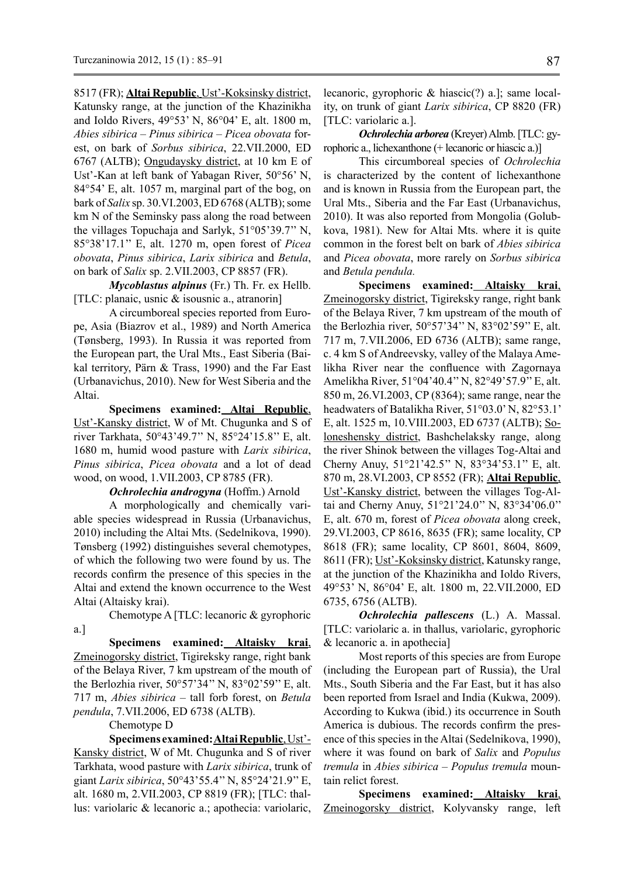8517 (FR); **Altai Republic**, Ust'-Koksinsky district, Katunsky range, at the junction of the Khazinikha and Ioldo Rivers, 49°53' N, 86°04' E, alt. 1800 m, *Abies sibirica* – *Pinus sibirica* – *Picea obovata* forest, on bark of *Sorbus sibirica*, 22.VII.2000, ED 6767 (ALTB); Ongudaysky district, at 10 km E of Ust'-Kan at left bank of Yabagan River, 50°56' N, 84°54' E, alt. 1057 m, marginal part of the bog, on bark of *Salix* sp. 30.VI.2003, ED 6768 (ALTB); some km N of the Seminsky pass along the road between the villages Topuchaja and Sarlyk, 51°05'39.7'' N, 85°38'17.1'' E, alt. 1270 m, open forest of *Picea obovata*, *Pinus sibirica*, *Larix sibirica* and *Betula*, on bark of *Salix* sp. 2.VII.2003, CP 8857 (FR).

***Mycoblastus alpinus*** (Fr.) Th. Fr. ex Hellb. [TLC: planaic, usnic & isousnic a., atranorin]

A circumboreal species reported from Europe, Asia (Biazrov et al., 1989) and North America (Tønsberg, 1993). In Russia it was reported from the European part, the Ural Mts., East Siberia (Baikal territory, Pärn & Trass, 1990) and the Far East (Urbanavichus, 2010). New for West Siberia and the Altai.

**Specimens examined:** **Altai Republic**, Ust'-Kansky district, W of Mt. Chugunka and S of river Tarkhata, 50°43'49.7'' N, 85°24'15.8'' E, alt. 1680 m, humid wood pasture with *Larix sibirica*, *Pinus sibirica*, *Picea obovata* and a lot of dead wood, on wood, 1.VII.2003, CP 8785 (FR).

***Ochrolechia androgyna*** (Hoffm.) Arnold

A morphologically and chemically variable species widespread in Russia (Urbanavichus, 2010) including the Altai Mts. (Sedelnikova, 1990). Tønsberg (1992) distinguishes several chemotypes, of which the following two were found by us. The records confirm the presence of this species in the Altai and extend the known occurrence to the West Altai (Altaisky krai).

Chemotype A [TLC: lecanoric & gyrophoric a.]

**Specimens examined:** **Altaisky krai**, Zmeinogorsky district, Tigireksky range, right bank of the Belaya River, 7 km upstream of the mouth of the Berlozhia river, 50°57'34'' N, 83°02'59'' E, alt. 717 m, *Abies sibirica* – tall forb forest, on *Betula pendula*, 7.VII.2006, ED 6738 (ALTB).

Chemotype D

**Specimens examined:** **Altai Republic**, Ust'-Kansky district, W of Mt. Chugunka and S of river Tarkhata, wood pasture with *Larix sibirica*, trunk of giant *Larix sibirica*, 50°43'55.4'' N, 85°24'21.9'' E, alt. 1680 m, 2.VII.2003, CP 8819 (FR); [TLC: thallus: variolaric & lecanoric a.; apothecia: variolaric, lecanoric, gyrophoric & hiascic(?) a.]; same locality, on trunk of giant *Larix sibirica*, CP 8820 (FR) [TLC: variolaric a.].

***Ochrolechia arborea*** (Kreyer) Almb. [TLC: gyrophoric a., lichexanthone (+ lecanoric or hiascic a.)]

This circumboreal species of *Ochrolechia* is characterized by the content of lichexanthone and is known in Russia from the European part, the Ural Mts., Siberia and the Far East (Urbanavichus, 2010). It was also reported from Mongolia (Golubkova, 1981). New for Altai Mts. where it is quite common in the forest belt on bark of *Abies sibirica* and *Picea obovata*, more rarely on *Sorbus sibirica* and *Betula pendula.*

**Specimens examined:** **Altaisky krai**, Zmeinogorsky district, Tigireksky range, right bank of the Belaya River, 7 km upstream of the mouth of the Berlozhia river, 50°57'34'' N, 83°02'59'' E, alt. 717 m, 7.VII.2006, ED 6736 (ALTB); same range, c. 4 km S of Andreevsky, valley of the Malaya Amelikha River near the confluence with Zagornaya Amelikha River, 51°04'40.4'' N, 82°49'57.9'' E, alt. 850 m, 26.VI.2003, CP (8364); same range, near the headwaters of Batalikha River, 51°03.0' N, 82°53.1' E, alt. 1525 m, 10.VIII.2003, ED 6737 (ALTB); Soloneshensky district, Bashchelaksky range, along the river Shinok between the villages Tog-Altai and Cherny Anuy, 51°21'42.5'' N, 83°34'53.1'' E, alt. 870 m, 28.VI.2003, CP 8552 (FR); **Altai Republic**, Ust'-Kansky district, between the villages Tog-Altai and Cherny Anuy, 51°21'24.0'' N, 83°34'06.0'' E, alt. 670 m, forest of *Picea obovata* along creek, 29.VI.2003, CP 8616, 8635 (FR); same locality, CP 8618 (FR); same locality, CP 8601, 8604, 8609, 8611 (FR); Ust'-Koksinsky district, Katunsky range, at the junction of the Khazinikha and Ioldo Rivers, 49°53' N, 86°04' E, alt. 1800 m, 22.VII.2000, ED 6735, 6756 (ALTB).

***Ochrolechia pallescens*** (L.) A. Massal. [TLC: variolaric a. in thallus, variolaric, gyrophoric & lecanoric a. in apothecia]

Most reports of this species are from Europe (including the European part of Russia), the Ural Mts., South Siberia and the Far East, but it has also been reported from Israel and India (Kukwa, 2009). According to Kukwa (ibid.) its occurrence in South America is dubious. The records confirm the presence of this species in the Altai (Sedelnikova, 1990), where it was found on bark of *Salix* and *Populus tremula* in *Abies sibirica* – *Populus tremula* mountain relict forest.

**Specimens examined:** **Altaisky krai**, Zmeinogorsky district, Kolyvansky range, left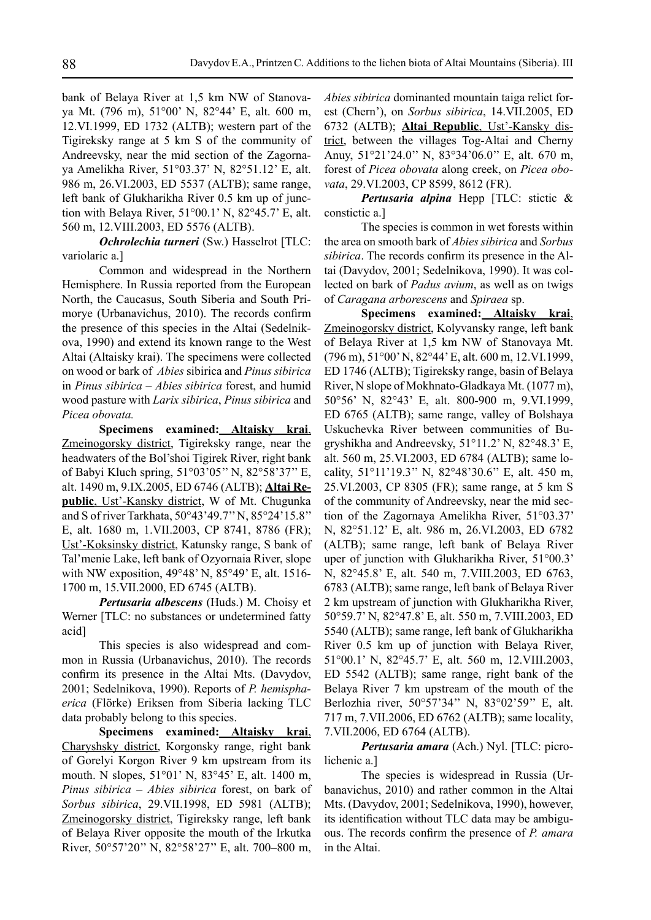bank of Belaya River at 1,5 km NW of Stanovaya Mt. (796 m), 51°00' N, 82°44' E, alt. 600 m, 12.VI.1999, ED 1732 (ALTB); western part of the Tigireksky range at 5 km S of the community of Andreevsky, near the mid section of the Zagornaya Amelikha River, 51°03.37' N, 82°51.12' E, alt. 986 m, 26.VI.2003, ED 5537 (ALTB); same range, left bank of Glukharikha River 0.5 km up of junction with Belaya River, 51°00.1' N, 82°45.7' E, alt. 560 m, 12.VIII.2003, ED 5576 (ALTB).

***Ochrolechia turneri*** (Sw.) Hasselrot [TLC: variolaric a.]

Common and widespread in the Northern Hemisphere. In Russia reported from the European North, the Caucasus, South Siberia and South Primorye (Urbanavichus, 2010). The records confirm the presence of this species in the Altai (Sedelnikova, 1990) and extend its known range to the West Altai (Altaisky krai). The specimens were collected on wood or bark of *Abies* sibirica and *Pinus sibirica* in *Pinus sibirica – Abies sibirica* forest, and humid wood pasture with *Larix sibirica*, *Pinus sibirica* and *Picea obovata.*

**Specimens examined:** <u>**Altaisky krai**</u>, <u>Zmeinogorsky district</u>, Tigireksky range, near the headwaters of the Bol'shoi Tigirek River, right bank of Babyi Kluch spring, 51°03'05'' N, 82°58'37'' E, alt. 1490 m, 9.IX.2005, ED 6746 (ALTB); <u>**Altai Republic**</u>, <u>Ust'-Kansky district</u>, W of Mt. Chugunka and S of river Tarkhata, 50°43'49.7'' N, 85°24'15.8'' E, alt. 1680 m, 1.VII.2003, CP 8741, 8786 (FR); <u>Ust'-Koksinsky district</u>, Katunsky range, S bank of Tal'menie Lake, left bank of Ozyornaia River, slope with NW exposition, 49°48' N, 85°49' E, alt. 1516-1700 m, 15.VII.2000, ED 6745 (ALTB).

***Pertusaria albescens*** (Huds.) M. Choisy et Werner [TLC: no substances or undetermined fatty acid]

This species is also widespread and common in Russia (Urbanavichus, 2010). The records confirm its presence in the Altai Mts. (Davydov, 2001; Sedelnikova, 1990). Reports of *P. hemisphaerica* (Flörke) Eriksen from Siberia lacking TLC data probably belong to this species.

**Specimens examined:** <u>**Altaisky krai**</u>, <u>Charyshsky district</u>, Korgonsky range, right bank of Gorelyi Korgon River 9 km upstream from its mouth. N slopes, 51°01' N, 83°45' E, alt. 1400 m, *Pinus sibirica – Abies sibirica* forest, on bark of *Sorbus sibirica*, 29.VII.1998, ED 5981 (ALTB); <u>Zmeinogorsky district</u>, Tigireksky range, left bank of Belaya River opposite the mouth of the Irkutka River, 50°57'20'' N, 82°58'27'' E, alt. 700–800 m, *Abies sibirica* dominanted mountain taiga relict forest (Chern'), on *Sorbus sibirica*, 14.VII.2005, ED 6732 (ALTB); <u>**Altai Republic**</u>, <u>Ust'-Kansky district</u>, between the villages Tog-Altai and Cherny Anuy, 51°21'24.0'' N, 83°34'06.0'' E, alt. 670 m, forest of *Picea obovata* along creek, on *Picea obovata*, 29.VI.2003, CP 8599, 8612 (FR).

***Pertusaria alpina*** Hepp [TLC: stictic & constictic a.]

The species is common in wet forests within the area on smooth bark of *Abies sibirica* and *Sorbus sibirica*. The records confirm its presence in the Altai (Davydov, 2001; Sedelnikova, 1990). It was collected on bark of *Padus avium*, as well as on twigs of *Caragana arborescens* and *Spiraea* sp.

**Specimens examined:** <u>**Altaisky krai**</u>, <u>Zmeinogorsky district</u>, Kolyvansky range, left bank of Belaya River at 1,5 km NW of Stanovaya Mt. (796 m), 51°00' N, 82°44' E, alt. 600 m, 12.VI.1999, ED 1746 (ALTB); Tigireksky range, basin of Belaya River, N slope of Mokhnato-Gladkaya Mt. (1077 m), 50°56' N, 82°43' E, alt. 800-900 m, 9.VI.1999, ED 6765 (ALTB); same range, valley of Bolshaya Uskuchevka River between communities of Bugryshikha and Andreevsky, 51°11.2' N, 82°48.3' E, alt. 560 m, 25.VI.2003, ED 6784 (ALTB); same locality, 51°11'19.3'' N, 82°48'30.6'' E, alt. 450 m, 25.VI.2003, CP 8305 (FR); same range, at 5 km S of the community of Andreevsky, near the mid section of the Zagornaya Amelikha River, 51°03.37' N, 82°51.12' E, alt. 986 m, 26.VI.2003, ED 6782 (ALTB); same range, left bank of Belaya River uper of junction with Glukharikha River, 51°00.3' N, 82°45.8' E, alt. 540 m, 7.VIII.2003, ED 6763, 6783 (ALTB); same range, left bank of Belaya River 2 km upstream of junction with Glukharikha River, 50°59.7' N, 82°47.8' E, alt. 550 m, 7.VIII.2003, ED 5540 (ALTB); same range, left bank of Glukharikha River 0.5 km up of junction with Belaya River, 51°00.1' N, 82°45.7' E, alt. 560 m, 12.VIII.2003, ED 5542 (ALTB); same range, right bank of the Belaya River 7 km upstream of the mouth of the Berlozhia river, 50°57'34'' N, 83°02'59'' E, alt. 717 m, 7.VII.2006, ED 6762 (ALTB); same locality, 7.VII.2006, ED 6764 (ALTB).

***Pertusaria amara*** (Ach.) Nyl. [TLC: picrolichenic a.]

The species is widespread in Russia (Urbanavichus, 2010) and rather common in the Altai Mts. (Davydov, 2001; Sedelnikova, 1990), however, its identification without TLC data may be ambiguous. The records confirm the presence of *P. amara* in the Altai.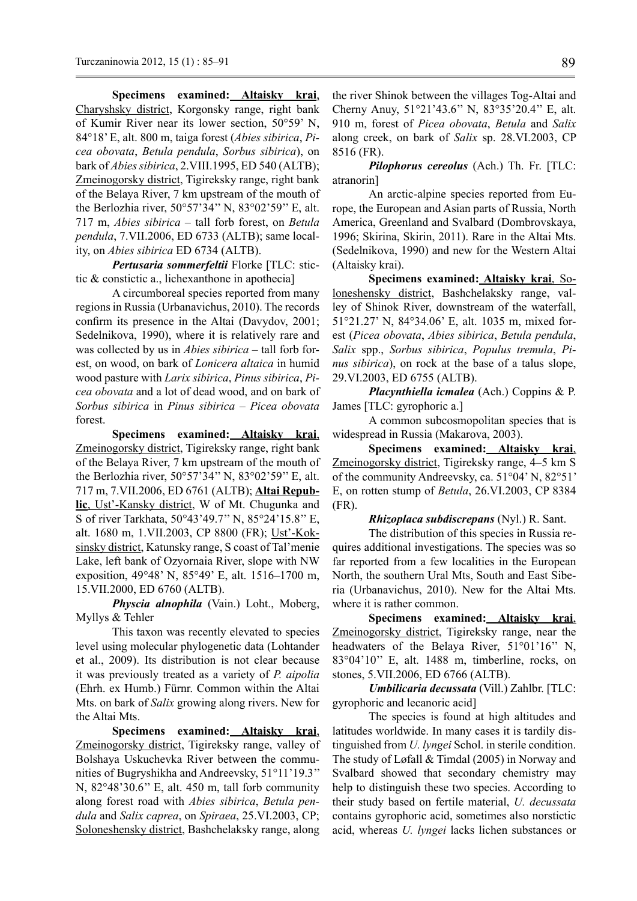**Specimens examined:** <u>**Altaisky krai**</u>, <u>Charyshsky district</u>, Korgonsky range, right bank of Kumir River near its lower section, 50°59' N, 84°18' E, alt. 800 m, taiga forest (*Abies sibirica*, *Picea obovata*, *Betula pendula*, *Sorbus sibirica*), on bark of *Abies sibirica*, 2.VIII.1995, ED 540 (ALTB); <u>Zmeinogorsky district</u>, Tigireksky range, right bank of the Belaya River, 7 km upstream of the mouth of the Berlozhia river, 50°57'34'' N, 83°02'59'' E, alt. 717 m, *Abies sibirica* – tall forb forest, on *Betula pendula*, 7.VII.2006, ED 6733 (ALTB); same locality, on *Abies sibirica* ED 6734 (ALTB).

***Pertusaria sommerfeltii*** Florke [TLC: stictic & constictic a., lichexanthone in apothecia]

A circumboreal species reported from many regions in Russia (Urbanavichus, 2010). The records confirm its presence in the Altai (Davydov, 2001; Sedelnikova, 1990), where it is relatively rare and was collected by us in *Abies sibirica* – tall forb forest, on wood, on bark of *Lonicera altaica* in humid wood pasture with *Larix sibirica*, *Pinus sibirica*, *Picea obovata* and a lot of dead wood, and on bark of *Sorbus sibirica* in *Pinus sibirica* – *Picea obovata* forest.

**Specimens examined:** <u>**Altaisky krai**</u>, <u>Zmeinogorsky district</u>, Tigireksky range, right bank of the Belaya River, 7 km upstream of the mouth of the Berlozhia river, 50°57'34'' N, 83°02'59'' E, alt. 717 m, 7.VII.2006, ED 6761 (ALTB); <u>**Altai Republic**</u>, <u>Ust'-Kansky district</u>, W of Mt. Chugunka and S of river Tarkhata, 50°43'49.7'' N, 85°24'15.8'' E, alt. 1680 m, 1.VII.2003, CP 8800 (FR); <u>Ust'-Koksinsky district</u>, Katunsky range, S coast of Tal'menie Lake, left bank of Ozyornaia River, slope with NW exposition, 49°48' N, 85°49' E, alt. 1516–1700 m, 15.VII.2000, ED 6760 (ALTB).

***Physcia alnophila*** (Vain.) Loht., Moberg, Myllys & Tehler

This taxon was recently elevated to species level using molecular phylogenetic data (Lohtander et al., 2009). Its distribution is not clear because it was previously treated as a variety of *P. aipolia* (Ehrh. ex Humb.) Fürnr. Common within the Altai Mts. on bark of *Salix* growing along rivers. New for the Altai Mts.

**Specimens examined:** <u>**Altaisky krai**</u>, <u>Zmeinogorsky district</u>, Tigireksky range, valley of Bolshaya Uskuchevka River between the communities of Bugryshikha and Andreevsky, 51°11'19.3'' N, 82°48'30.6'' E, alt. 450 m, tall forb community along forest road with *Abies sibirica*, *Betula pendula* and *Salix caprea*, on *Spiraea*, 25.VI.2003, CP; <u>Soloneshensky district</u>, Bashchelaksky range, along the river Shinok between the villages Tog-Altai and Cherny Anuy, 51°21'43.6'' N, 83°35'20.4'' E, alt. 910 m, forest of *Picea obovata*, *Betula* and *Salix* along creek, on bark of *Salix* sp. 28.VI.2003, CP 8516 (FR).

***Pilophorus cereolus*** (Ach.) Th. Fr. [TLC: atranorin]

An arctic-alpine species reported from Europe, the European and Asian parts of Russia, North America, Greenland and Svalbard (Dombrovskaya, 1996; Skirina, Skirin, 2011). Rare in the Altai Mts. (Sedelnikova, 1990) and new for the Western Altai (Altaisky krai).

**Specimens examined:** <u>**Altaisky krai**</u>, <u>Soloneshensky district</u>, Bashchelaksky range, valley of Shinok River, downstream of the waterfall, 51°21.27' N, 84°34.06' E, alt. 1035 m, mixed forest (*Picea obovata*, *Abies sibirica*, *Betula pendula*, *Salix* spp., *Sorbus sibirica*, *Populus tremula*, *Pinus sibirica*), on rock at the base of a talus slope, 29.VI.2003, ED 6755 (ALTB).

***Placynthiella icmalea*** (Ach.) Coppins & P. James [TLC: gyrophoric a.]

A common subcosmopolitan species that is widespread in Russia (Makarova, 2003).

**Specimens examined:** <u>**Altaisky krai**</u>, <u>Zmeinogorsky district</u>, Tigireksky range, 4–5 km S of the community Andreevsky, ca. 51°04' N, 82°51' E, on rotten stump of *Betula*, 26.VI.2003, CP 8384 (FR).

***Rhizoplaca subdiscrepans*** (Nyl.) R. Sant.

The distribution of this species in Russia requires additional investigations. The species was so far reported from a few localities in the European North, the southern Ural Mts, South and East Siberia (Urbanavichus, 2010). New for the Altai Mts. where it is rather common.

**Specimens examined:** <u>**Altaisky krai**</u>, <u>Zmeinogorsky district</u>, Tigireksky range, near the headwaters of the Belaya River, 51°01'16'' N, 83°04'10'' E, alt. 1488 m, timberline, rocks, on stones, 5.VII.2006, ED 6766 (ALTB).

***Umbilicaria decussata*** (Vill.) Zahlbr. [TLC: gyrophoric and lecanoric acid]

The species is found at high altitudes and latitudes worldwide. In many cases it is tardily distinguished from *U. lyngei* Schol. in sterile condition. The study of Løfall & Timdal (2005) in Norway and Svalbard showed that secondary chemistry may help to distinguish these two species. According to their study based on fertile material, *U. decussata* contains gyrophoric acid, sometimes also norstictic acid, whereas *U. lyngei* lacks lichen substances or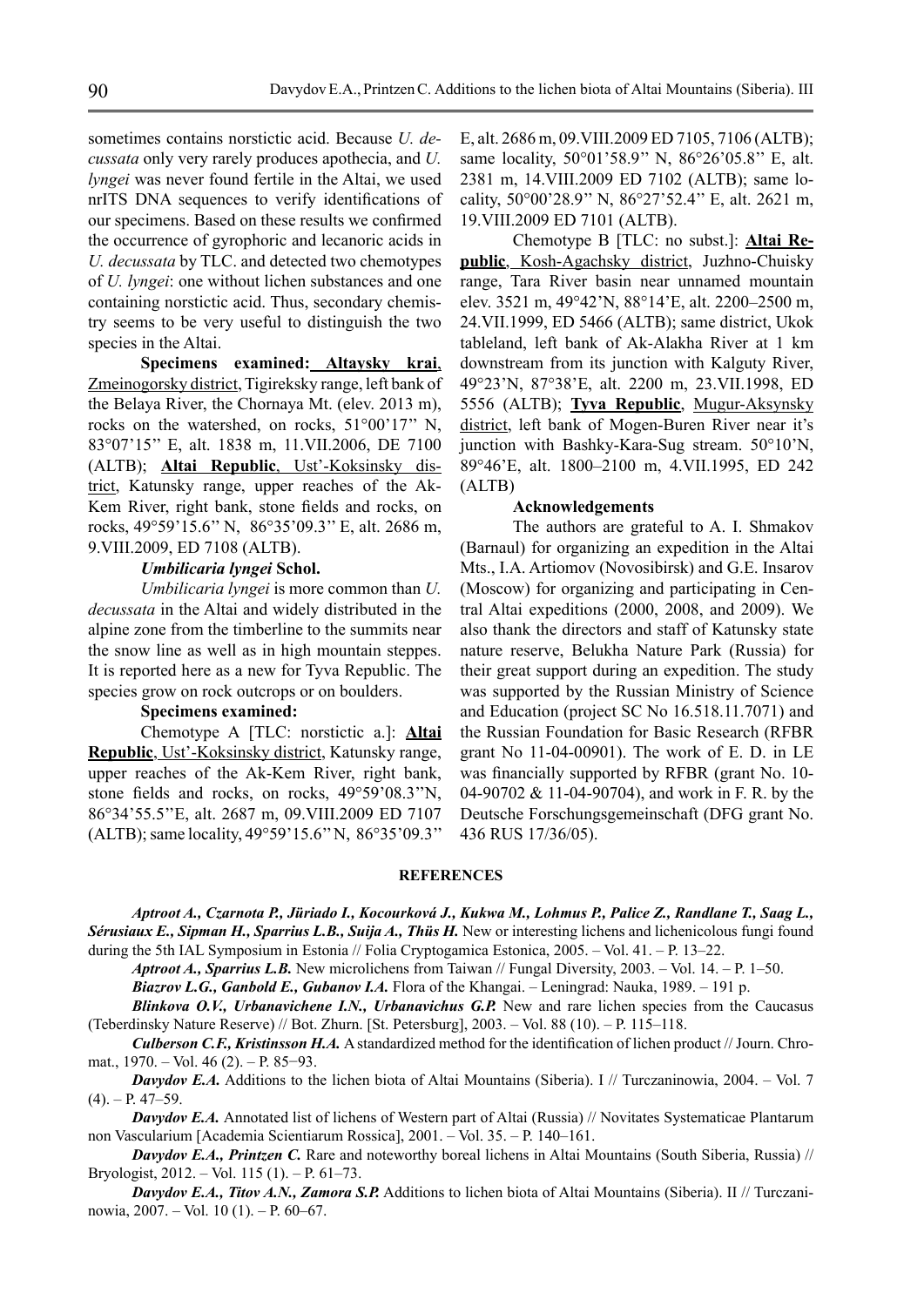sometimes contains norstictic acid. Because *U. decussata* only very rarely produces apothecia, and *U. lyngei* was never found fertile in the Altai, we used nrITS DNA sequences to verify identifications of our specimens. Based on these results we confirmed the occurrence of gyrophoric and lecanoric acids in *U. decussata* by TLC. and detected two chemotypes of *U. lyngei*: one without lichen substances and one containing norstictic acid. Thus, secondary chemistry seems to be very useful to distinguish the two species in the Altai.

**Specimens examined:** **Altaysky krai**, Zmeinogorsky district, Tigireksky range, left bank of the Belaya River, the Chornaya Mt. (elev. 2013 m), rocks on the watershed, on rocks, 51°00'17'' N, 83°07'15'' E, alt. 1838 m, 11.VII.2006, DE 7100 (ALTB); **Altai Republic**, Ust'-Koksinsky district, Katunsky range, upper reaches of the Ak-Kem River, right bank, stone fields and rocks, on rocks, 49°59'15.6'' N, 86°35'09.3'' E, alt. 2686 m, 9.VIII.2009, ED 7108 (ALTB).

### *Umbilicaria lyngei* Schol.

*Umbilicaria lyngei* is more common than *U. decussata* in the Altai and widely distributed in the alpine zone from the timberline to the summits near the snow line as well as in high mountain steppes. It is reported here as a new for Tyva Republic. The species grow on rock outcrops or on boulders.

**Specimens examined:**

Chemotype A [TLC: norstictic a.]: **Altai Republic**, Ust'-Koksinsky district, Katunsky range, upper reaches of the Ak-Kem River, right bank, stone fields and rocks, on rocks, 49°59'08.3''N, 86°34'55.5''E, alt. 2687 m, 09.VIII.2009 ED 7107 (ALTB); same locality, 49°59'15.6'' N, 86°35'09.3'' E, alt. 2686 m, 09.VIII.2009 ED 7105, 7106 (ALTB); same locality, 50°01'58.9'' N, 86°26'05.8'' E, alt. 2381 m, 14.VIII.2009 ED 7102 (ALTB); same locality, 50°00'28.9'' N, 86°27'52.4'' E, alt. 2621 m, 19.VIII.2009 ED 7101 (ALTB).

Chemotype B [TLC: no subst.]: **Altai Republic**, Kosh-Agachsky district, Juzhno-Chuisky range, Tara River basin near unnamed mountain elev. 3521 m, 49°42'N, 88°14'E, alt. 2200–2500 m, 24.VII.1999, ED 5466 (ALTB); same district, Ukok tableland, left bank of Ak-Alakha River at 1 km downstream from its junction with Kalguty River, 49°23'N, 87°38'E, alt. 2200 m, 23.VII.1998, ED 5556 (ALTB); **Tyva Republic**, Mugur-Aksynsky district, left bank of Mogen-Buren River near it's junction with Bashky-Kara-Sug stream. 50°10'N, 89°46'E, alt. 1800–2100 m, 4.VII.1995, ED 242 (ALTB)

### Acknowledgements

The authors are grateful to A. I. Shmakov (Barnaul) for organizing an expedition in the Altai Mts., I.A. Artiomov (Novosibirsk) and G.E. Insarov (Moscow) for organizing and participating in Central Altai expeditions (2000, 2008, and 2009). We also thank the directors and staff of Katunsky state nature reserve, Belukha Nature Park (Russia) for their great support during an expedition. The study was supported by the Russian Ministry of Science and Education (project SC No 16.518.11.7071) and the Russian Foundation for Basic Research (RFBR grant No 11-04-00901). The work of E. D. in LE was financially supported by RFBR (grant No. 10-04-90702 & 11-04-90704), and work in F. R. by the Deutsche Forschungsgemeinschaft (DFG grant No. 436 RUS 17/36/05).

## REFERENCES

***Aptroot A., Czarnota P., Jüriado I., Kocourková J., Kukwa M., Lohmus P., Palice Z., Randlane T., Saag L., Sérusiaux E., Sipman H., Sparrius L.B., Suija A., Thüs H.*** New or interesting lichens and lichenicolous fungi found during the 5th IAL Symposium in Estonia // Folia Cryptogamica Estonica, 2005. – Vol. 41. – P. 13–22.

***Aptroot A., Sparrius L.B.*** New microlichens from Taiwan // Fungal Diversity, 2003. – Vol. 14. – P. 1–50.

***Biazrov L.G., Ganbold E., Gubanov I.A.*** Flora of the Khangai. – Leningrad: Nauka, 1989. – 191 p.

***Blinkova O.V., Urbanavichene I.N., Urbanavichus G.P.*** New and rare lichen species from the Caucasus (Teberdinsky Nature Reserve) // Bot. Zhurn. [St. Petersburg], 2003. – Vol. 88 (10). – P. 115–118.

***Culberson C.F., Kristinsson H.A.*** A standardized method for the identification of lichen product // Journ. Chromat., 1970. – Vol. 46 (2). – P. 85−93.

***Davydov E.A.*** Additions to the lichen biota of Altai Mountains (Siberia). I // Turczaninowia, 2004. – Vol. 7 (4). – P. 47–59.

***Davydov E.A.*** Annotated list of lichens of Western part of Altai (Russia) // Novitates Systematicae Plantarum non Vascularium [Academia Scientiarum Rossica], 2001. – Vol. 35. – P. 140–161.

***Davydov E.A., Printzen C.*** Rare and noteworthy boreal lichens in Altai Mountains (South Siberia, Russia) // Bryologist, 2012. – Vol. 115 (1). – P. 61–73.

***Davydov E.A., Titov A.N., Zamora S.P.*** Additions to lichen biota of Altai Mountains (Siberia). II // Turczaninowia, 2007. – Vol. 10 (1). – P. 60–67.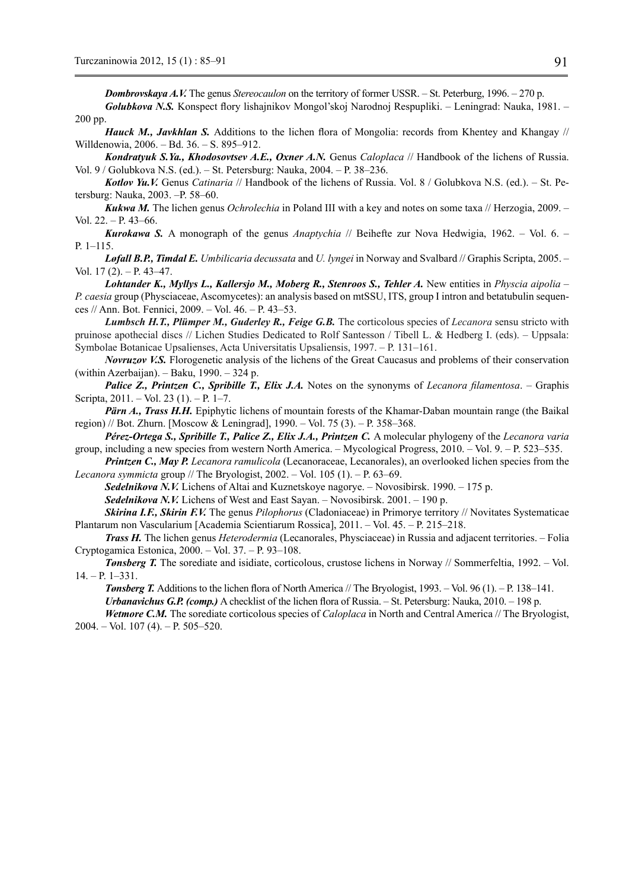***Dombrovskaya A.V.*** The genus *Stereocaulon* on the territory of former USSR. – St. Peterburg, 1996. – 270 p.

***Golubkova N.S.*** Konspect flory lishajnikov Mongol'skoj Narodnoj Respupliki. – Leningrad: Nauka, 1981. – 200 pp.

***Hauck M., Javkhlan S.*** Additions to the lichen flora of Mongolia: records from Khentey and Khangay // Willdenowia, 2006. – Bd. 36. – S. 895–912.

***Kondratyuk S.Ya., Khodosovtsev A.E., Oxner A.N.*** Genus *Caloplaca* // Handbook of the lichens of Russia. Vol. 9 / Golubkova N.S. (ed.). – St. Petersburg: Nauka, 2004. – P. 38–236.

***Kotlov Yu.V.*** Genus *Catinaria* // Handbook of the lichens of Russia. Vol. 8 / Golubkova N.S. (ed.). – St. Petersburg: Nauka, 2003. –P. 58–60.

***Kukwa M.*** The lichen genus *Ochrolechia* in Poland III with a key and notes on some taxa // Herzogia, 2009. – Vol. 22. – P. 43–66.

***Kurokawa S.*** A monograph of the genus *Anaptychia* // Beihefte zur Nova Hedwigia, 1962. – Vol. 6. – P. 1–115.

***Løfall B.P., Timdal E.*** *Umbilicaria decussata* and *U. lyngei* in Norway and Svalbard // Graphis Scripta, 2005. – Vol. 17 (2). – P. 43–47.

***Lohtander K., Myllys L., Kallersjo M., Moberg R., Stenroos S., Tehler A.*** New entities in *Physcia aipolia* – *P. caesia* group (Physciaceae, Ascomycetes): an analysis based on mtSSU, ITS, group I intron and betatubulin sequences // Ann. Bot. Fennici, 2009. – Vol. 46. – P. 43–53.

***Lumbsch H.T., Plümper M., Guderley R., Feige G.B.*** The corticolous species of *Lecanora* sensu stricto with pruinose apothecial discs // Lichen Studies Dedicated to Rolf Santesson / Tibell L. & Hedberg I. (eds). – Uppsala: Symbolae Botanicae Upsalienses, Acta Universitatis Upsaliensis, 1997. – P. 131–161.

***Novruzov V.S.*** Florogenetic analysis of the lichens of the Great Caucasus and problems of their conservation (within Azerbaijan). – Baku, 1990. – 324 p.

***Palice Z., Printzen C., Spribille T., Elix J.A.*** Notes on the synonyms of *Lecanora filamentosa*. – Graphis Scripta, 2011. – Vol. 23 (1). – P. 1–7.

***Pärn A., Trass H.H.*** Epiphytic lichens of mountain forests of the Khamar-Daban mountain range (the Baikal region) // Bot. Zhurn. [Moscow & Leningrad], 1990. – Vol. 75 (3). – P. 358–368.

***Pérez-Ortega S., Spribille T., Palice Z., Elix J.A., Printzen C.*** A molecular phylogeny of the *Lecanora varia* group, including a new species from western North America. – Mycological Progress, 2010. – Vol. 9. – P. 523–535.

***Printzen C., May P.*** *Lecanora ramulicola* (Lecanoraceae, Lecanorales), an overlooked lichen species from the *Lecanora symmicta* group // The Bryologist, 2002. – Vol. 105 (1). – P. 63–69.

***Sedelnikova N.V.*** Lichens of Altai and Kuznetskoye nagorye. – Novosibirsk. 1990. – 175 p.

***Sedelnikova N.V.*** Lichens of West and East Sayan. – Novosibirsk. 2001. – 190 p.

***Skirina I.F., Skirin F.V.*** The genus *Pilophorus* (Cladoniaceae) in Primorye territory // Novitates Systematicae Plantarum non Vascularium [Academia Scientiarum Rossica], 2011. – Vol. 45. – P. 215–218.

***Trass H.*** The lichen genus *Heterodermia* (Lecanorales, Physciaceae) in Russia and adjacent territories. – Folia Cryptogamica Estonica, 2000. – Vol. 37. – P. 93–108.

***Tønsberg T.*** The sorediate and isidiate, corticolous, crustose lichens in Norway // Sommerfeltia, 1992. – Vol. 14. – P. 1–331.

***Tønsberg T.*** Additions to the lichen flora of North America // The Bryologist, 1993. – Vol. 96 (1). – P. 138–141.

***Urbanavichus G.P. (comp.)*** A checklist of the lichen flora of Russia. – St. Petersburg: Nauka, 2010. – 198 p.

***Wetmore C.M.*** The sorediate corticolous species of *Caloplaca* in North and Central America // The Bryologist, 2004. – Vol. 107 (4). – P. 505–520.